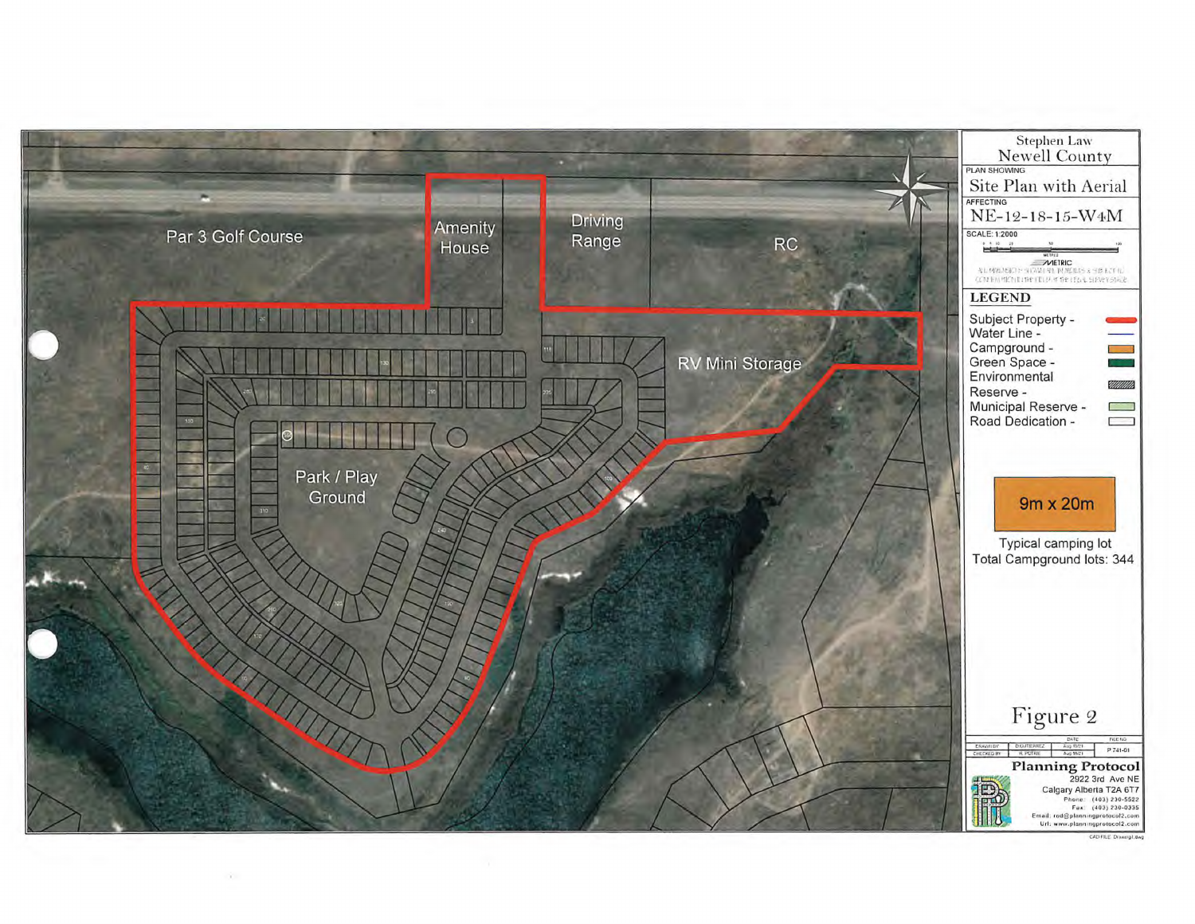Par 3 Golf Course

Amenity House

Driving Range

RC

RV Mini Storage

Park / Play Ground

Stephen Law
Newell County

PLAN SHOWING
Site Plan with Aerial

AFFECTING
NE-12-18-15-W4M

SCALE: 1:2000

METRIC

## LEGEND

- Subject Property -
- Water Line -
- Campground -
- Green Space -
- Environmental Reserve -
- Municipal Reserve -
- Road Dedication -

9m x 20m

Typical camping lot
Total Campground lots: 344

Figure 2

P 741-01

**Planning Protocol**
2922 3rd Ave NE
Calgary Alberta T2A 6T7
Phone: (403) 230-5522
Fax: (403) 230-0335
Email: rod@planningprotocol2.com
Url: www.planningprotocol2.com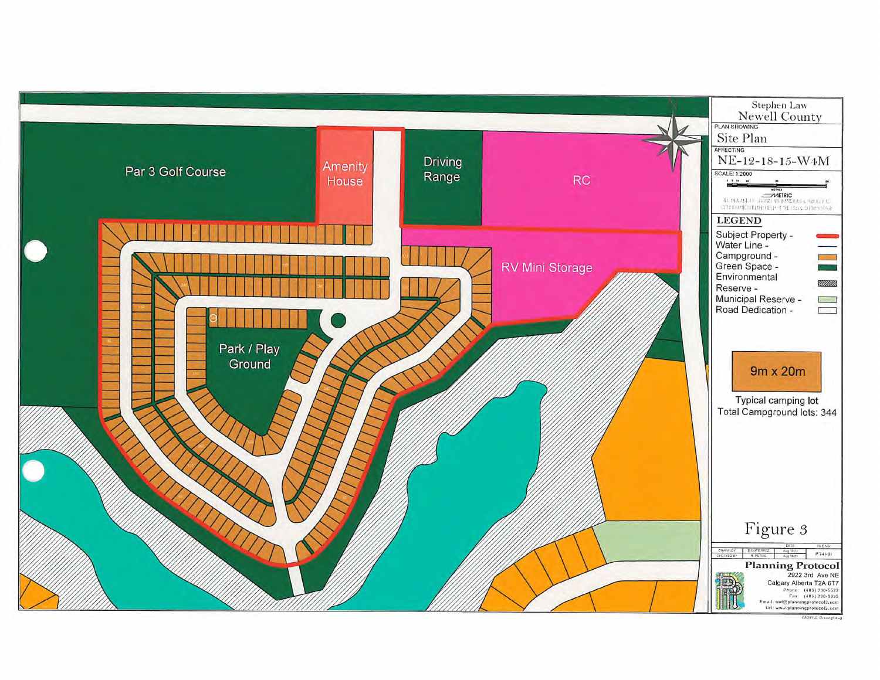Par 3 Golf Course

Amenity House

Driving Range

RC

RV Mini Storage

Park / Play Ground

Stephen Law
Newell County

PLAN SHOWING
Site Plan

AFFECTING
NE-12-18-15-W4M

SCALE: 1:2000

METRIC

LEGEND

- Subject Property -
- Water Line -
- Campground -
- Green Space -
- Environmental Reserve -
- Municipal Reserve -
- Road Dedication -

9m x 20m

Typical camping lot
Total Campground lots: 344

Figure 3

| DRAWN BY | D.GUTIERREZ | Aug 18/21 | P 741-01 |
|---|---|---|---|
| CHECKED BY | R. POTRIE | Aug 18/21 | |

**Planning Protocol**
2922 3rd Ave NE
Calgary Alberta T2A 6T7
Phone: (403) 230-5522
Fax: (403) 230-0335
Email: rod@planningprotocol2.com
Url: www.planningprotocol2.com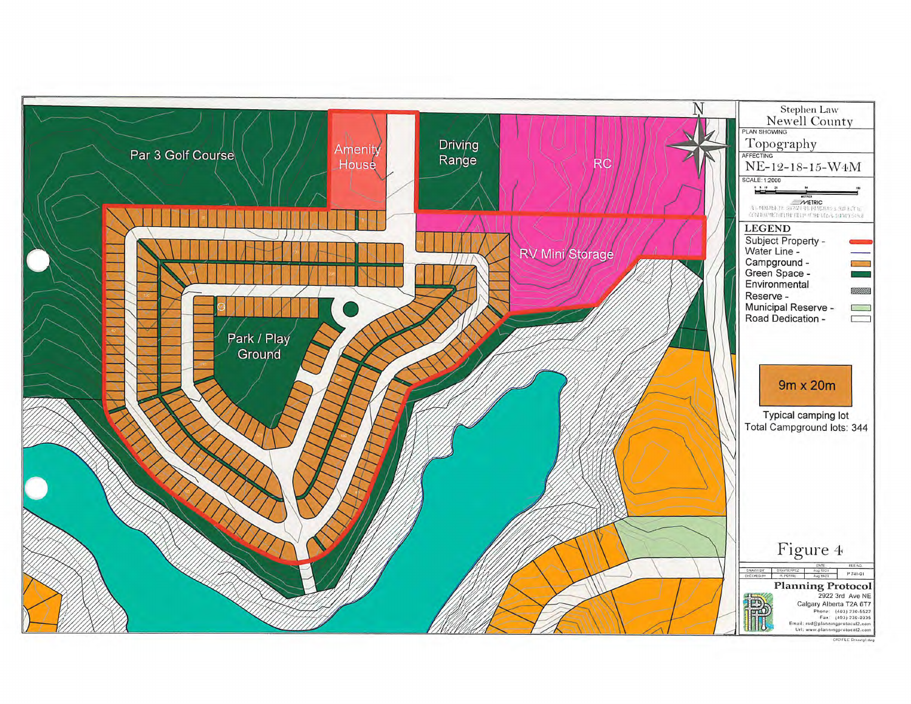Par 3 Golf Course

Amenity House

Driving Range

RC

RV Mini Storage

Park / Play Ground

N

Stephen Law
Newell County

PLAN SHOWING

Topography

AFFECTING

NE-12-18-15-W4M

SCALE: 1:2000

METRIC

## LEGEND

Subject Property -
Water Line -
Campground -
Green Space -
Environmental Reserve -
Municipal Reserve -
Road Dedication -

9m x 20m

Typical camping lot
Total Campground lots: 344

# Figure 4

P 741-01

**Planning Protocol**
2922 3rd Ave NE
Calgary Alberta T2A 6T7
Phone: (403) 230-5522
Fax: (403) 230-0335
Email: rod@planningprotocol2.com
Url: www.planningprotocol2.com